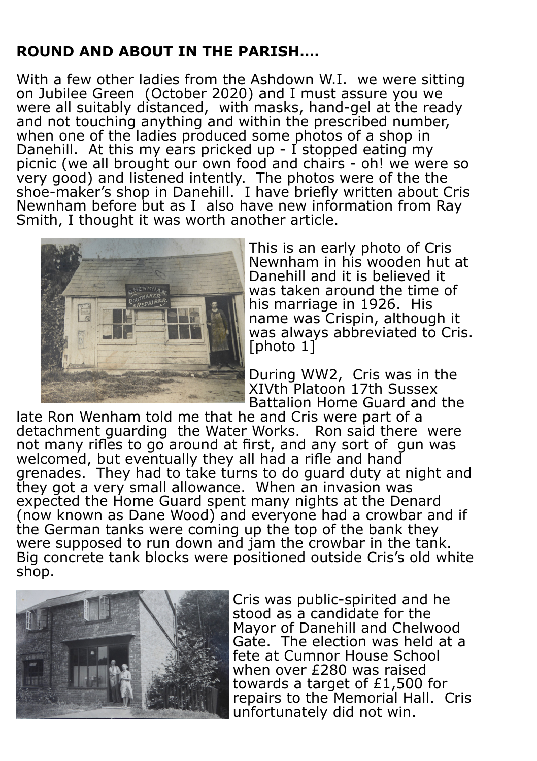## ROUND AND ABOUT IN THE PARISH....

With a few other ladies from the Ashdown W.I. we were sitting on Jubilee Green (October 2020) and I must assure you we were all suitably distanced, with masks, hand-gel at the ready and not touching anything and within the prescribed number, when one of the ladies produced some photos of a shop in Danehill. At this my ears pricked up - I stopped eating my picnic (we all brought our own food and chairs - oh! we were so very good) and listened intently. The photos were of the the shoe-maker's shop in Danehill. I have briefly written about Cris Newnham before but as I also have new information from Ray Smith, I thought it was worth another article.

This is an early photo of Cris Newnham in his wooden hut at Danehill and it is believed it was taken around the time of his marriage in 1926. His name was Crispin, although it was always abbreviated to Cris. [photo 1]

During WW2, Cris was in the XIVth Platoon 17th Sussex Battalion Home Guard and the late Ron Wenham told me that he and Cris were part of a detachment guarding the Water Works. Ron said there were not many rifles to go around at first, and any sort of gun was welcomed, but eventually they all had a rifle and hand grenades. They had to take turns to do guard duty at night and they got a very small allowance. When an invasion was expected the Home Guard spent many nights at the Denard (now known as Dane Wood) and everyone had a crowbar and if the German tanks were coming up the top of the bank they were supposed to run down and jam the crowbar in the tank. Big concrete tank blocks were positioned outside Cris's old white shop.

Cris was public-spirited and he stood as a candidate for the Mayor of Danehill and Chelwood Gate. The election was held at a fete at Cumnor House School when over £280 was raised towards a target of £1,500 for repairs to the Memorial Hall. Cris unfortunately did not win.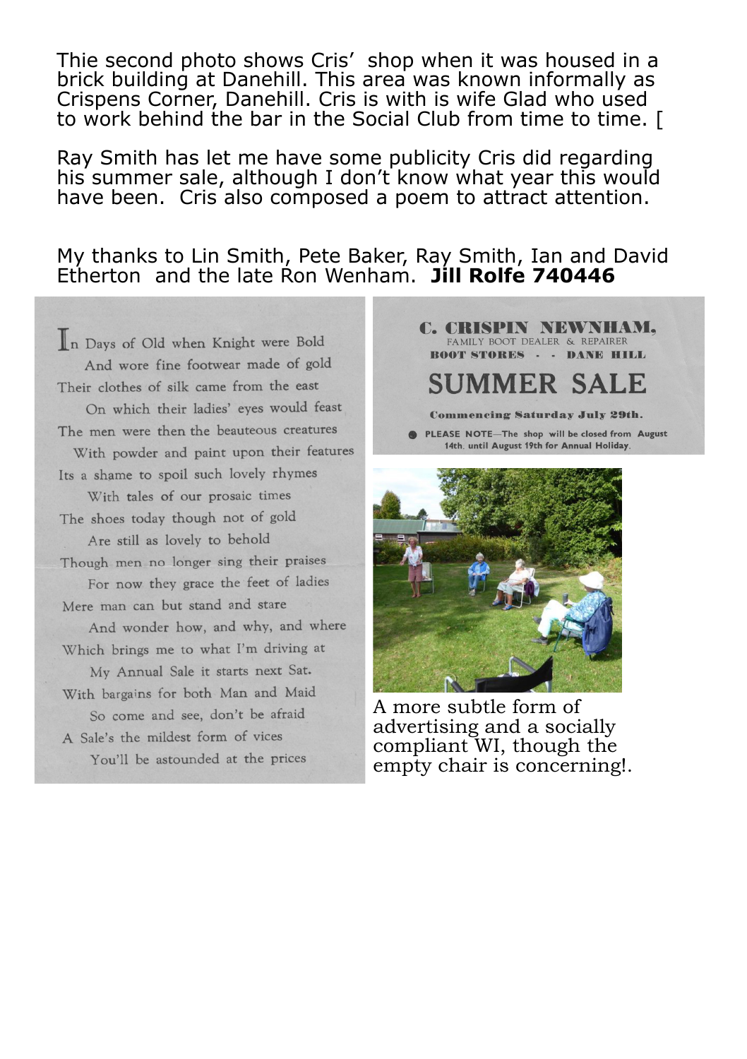Thie second photo shows Cris' shop when it was housed in a brick building at Danehill. This area was known informally as Crispens Corner, Danehill. Cris is with is wife Glad who used to work behind the bar in the Social Club from time to time. [

Ray Smith has let me have some publicity Cris did regarding his summer sale, although I don't know what year this would have been. Cris also composed a poem to attract attention.

My thanks to Lin Smith, Pete Baker, Ray Smith, Ian and David Etherton and the late Ron Wenham. **Jill Rolfe 740446**

In Days of Old when Knight were Bold
And wore fine footwear made of gold
Their clothes of silk came from the east
On which their ladies' eyes would feast
The men were then the beauteous creatures
With powder and paint upon their features
Its a shame to spoil such lovely rhymes
With tales of our prosaic times
The shoes today though not of gold
Are still as lovely to behold
Though men no longer sing their praises
For now they grace the feet of ladies
Mere man can but stand and stare
And wonder how, and why, and where
Which brings me to what I'm driving at
My Annual Sale it starts next Sat.
With bargains for both Man and Maid
So come and see, don't be afraid
A Sale's the mildest form of vices
You'll be astounded at the prices

**C. CRISPIN NEWNHAM,**
FAMILY BOOT DEALER & REPAIRER
**BOOT STORES · · DANE HILL**

# SUMMER SALE

**Commencing Saturday July 29th.**

● **PLEASE NOTE**—The shop will be closed from August 14th. until August 19th for Annual Holiday.

A more subtle form of advertising and a socially compliant WI, though the empty chair is concerning!.